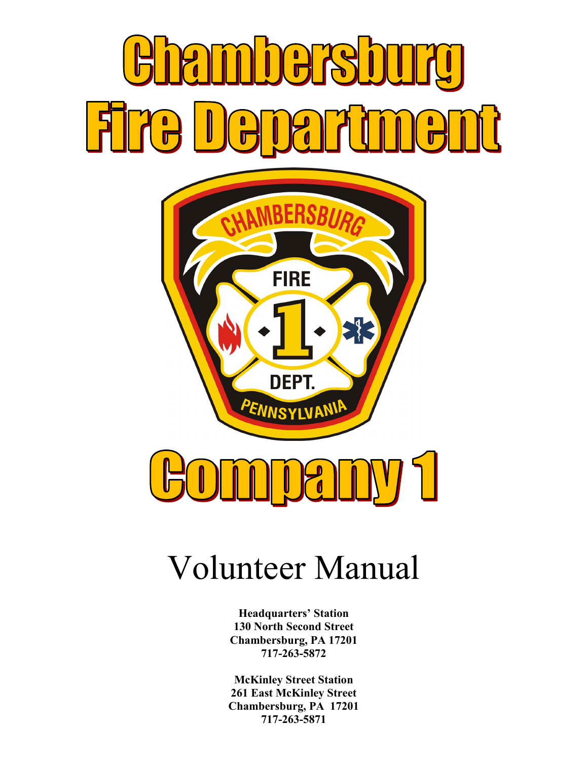# Chambersburg Fire Department

# Company 1

# Volunteer Manual

**Headquarters' Station**
**130 North Second Street**
**Chambersburg, PA 17201**
**717-263-5872**

**McKinley Street Station**
**261 East McKinley Street**
**Chambersburg, PA 17201**
**717-263-5871**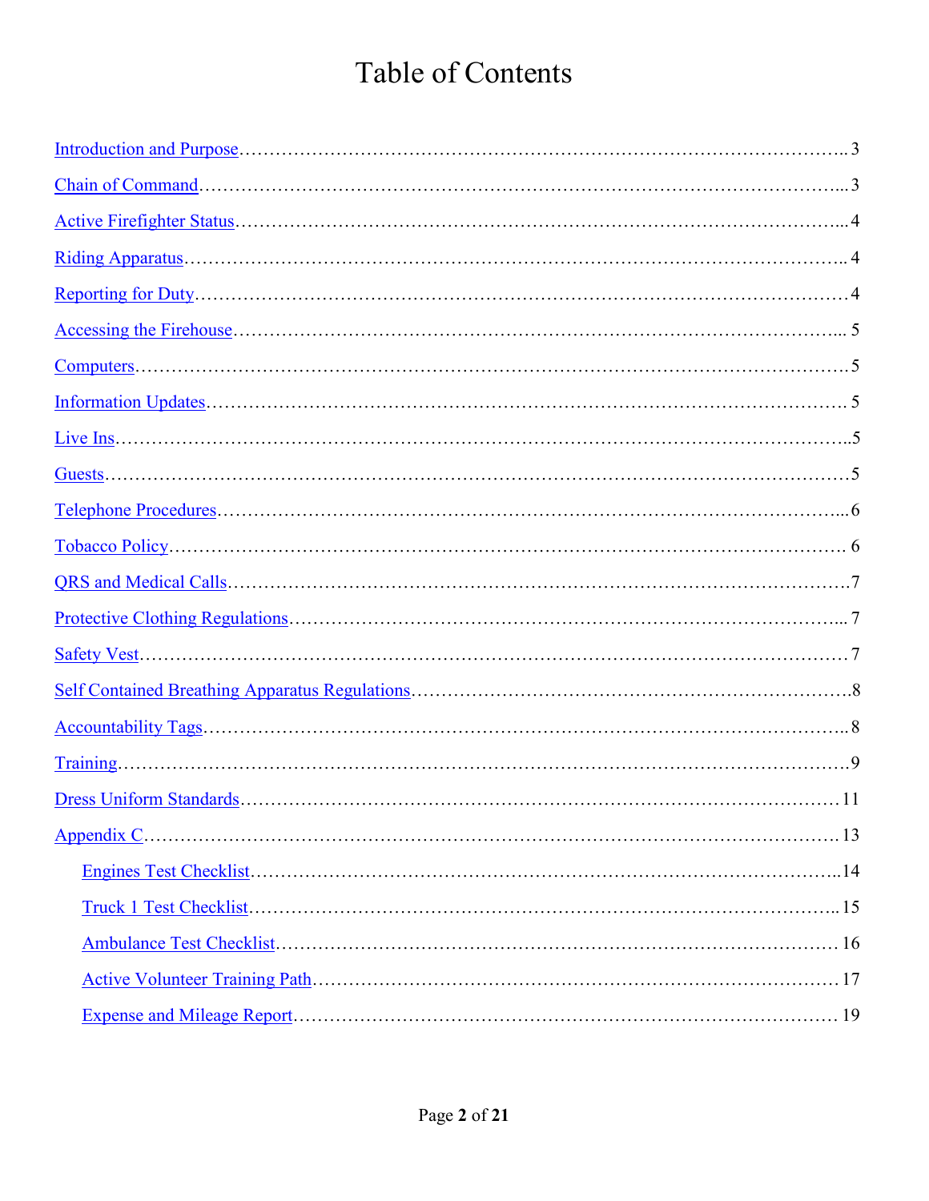# Table of Contents

Introduction and Purpose........................................................................................... 3

Chain of Command...................................................................................................... 3

Active Firefighter Status.............................................................................................. 4

Riding Apparatus......................................................................................................... 4

Reporting for Duty....................................................................................................... 4

Accessing the Firehouse.............................................................................................. 5

Computers.................................................................................................................... 5

Information Updates.................................................................................................... 5

Live Ins........................................................................................................................ 5

Guests.......................................................................................................................... 5

Telephone Procedures.................................................................................................. 6

Tobacco Policy............................................................................................................. 6

QRS and Medical Calls................................................................................................ 7

Protective Clothing Regulations.................................................................................. 7

Safety Vest................................................................................................................... 7

Self Contained Breathing Apparatus Regulations....................................................... 8

Accountability Tags..................................................................................................... 8

Training........................................................................................................................ 9

Dress Uniform Standards............................................................................................. 11

Appendix C.................................................................................................................. 13

- Engines Test Checklist.............................................................................................. 14
- Truck 1 Test Checklist............................................................................................... 15
- Ambulance Test Checklist......................................................................................... 16
- Active Volunteer Training Path................................................................................. 17
- Expense and Mileage Report..................................................................................... 19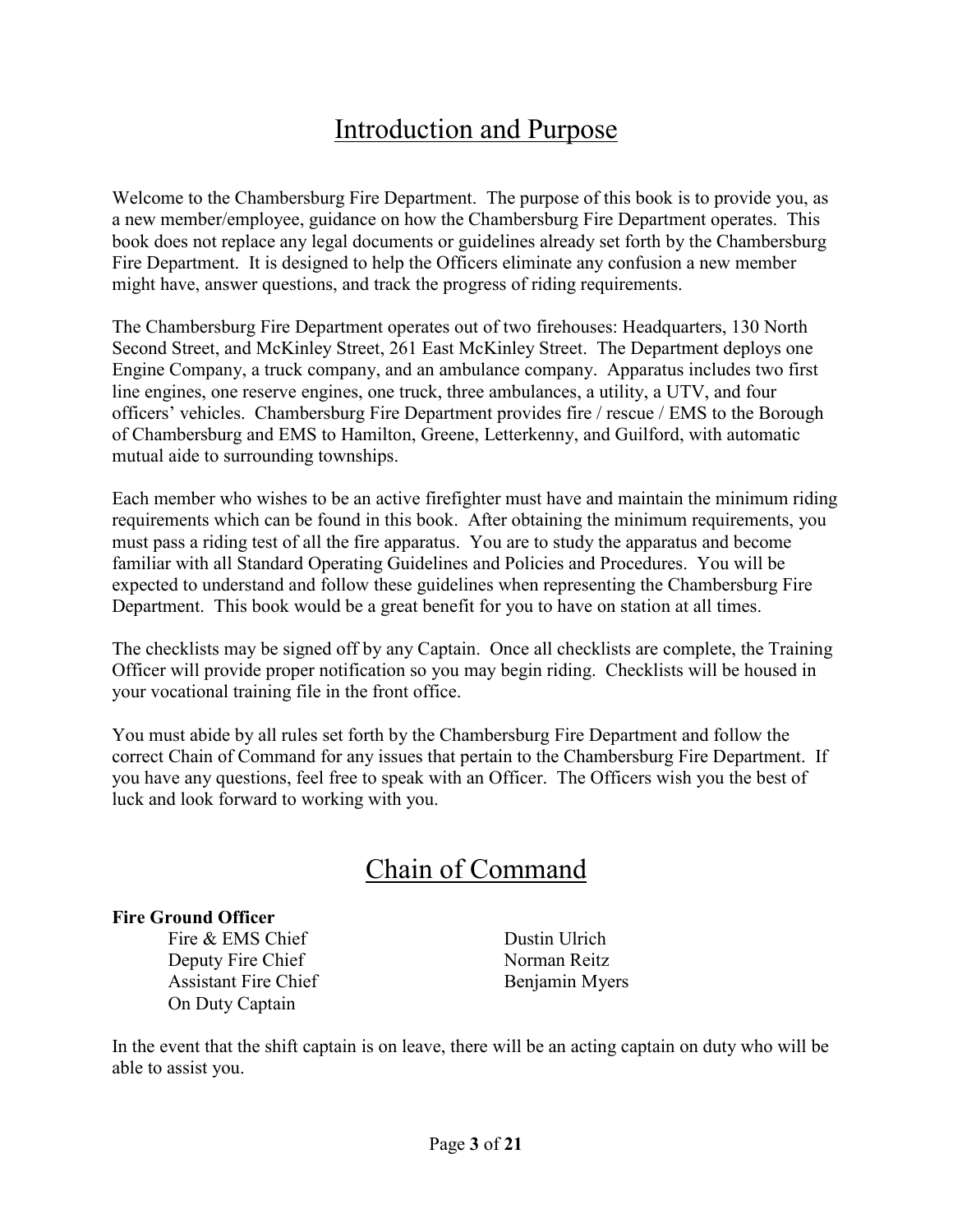# Introduction and Purpose

Welcome to the Chambersburg Fire Department. The purpose of this book is to provide you, as a new member/employee, guidance on how the Chambersburg Fire Department operates. This book does not replace any legal documents or guidelines already set forth by the Chambersburg Fire Department. It is designed to help the Officers eliminate any confusion a new member might have, answer questions, and track the progress of riding requirements.

The Chambersburg Fire Department operates out of two firehouses: Headquarters, 130 North Second Street, and McKinley Street, 261 East McKinley Street. The Department deploys one Engine Company, a truck company, and an ambulance company. Apparatus includes two first line engines, one reserve engines, one truck, three ambulances, a utility, a UTV, and four officers' vehicles. Chambersburg Fire Department provides fire / rescue / EMS to the Borough of Chambersburg and EMS to Hamilton, Greene, Letterkenny, and Guilford, with automatic mutual aide to surrounding townships.

Each member who wishes to be an active firefighter must have and maintain the minimum riding requirements which can be found in this book. After obtaining the minimum requirements, you must pass a riding test of all the fire apparatus. You are to study the apparatus and become familiar with all Standard Operating Guidelines and Policies and Procedures. You will be expected to understand and follow these guidelines when representing the Chambersburg Fire Department. This book would be a great benefit for you to have on station at all times.

The checklists may be signed off by any Captain. Once all checklists are complete, the Training Officer will provide proper notification so you may begin riding. Checklists will be housed in your vocational training file in the front office.

You must abide by all rules set forth by the Chambersburg Fire Department and follow the correct Chain of Command for any issues that pertain to the Chambersburg Fire Department. If you have any questions, feel free to speak with an Officer. The Officers wish you the best of luck and look forward to working with you.

# Chain of Command

**Fire Ground Officer**

| | |
|---|---|
| Fire & EMS Chief | Dustin Ulrich |
| Deputy Fire Chief | Norman Reitz |
| Assistant Fire Chief | Benjamin Myers |
| On Duty Captain | |

In the event that the shift captain is on leave, there will be an acting captain on duty who will be able to assist you.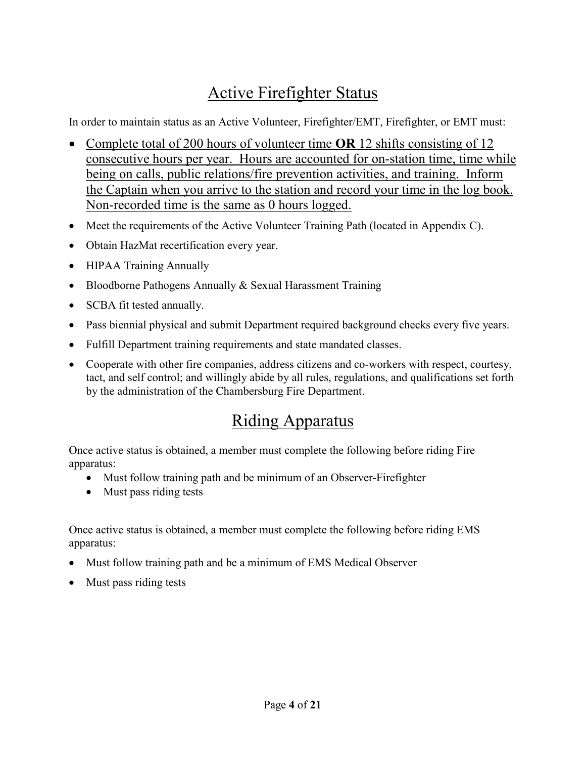## Active Firefighter Status

In order to maintain status as an Active Volunteer, Firefighter/EMT, Firefighter, or EMT must:

- Complete total of 200 hours of volunteer time **OR** 12 shifts consisting of 12 consecutive hours per year. Hours are accounted for on-station time, time while being on calls, public relations/fire prevention activities, and training. Inform the Captain when you arrive to the station and record your time in the log book. Non-recorded time is the same as 0 hours logged.
- Meet the requirements of the Active Volunteer Training Path (located in Appendix C).
- Obtain HazMat recertification every year.
- HIPAA Training Annually
- Bloodborne Pathogens Annually & Sexual Harassment Training
- SCBA fit tested annually.
- Pass biennial physical and submit Department required background checks every five years.
- Fulfill Department training requirements and state mandated classes.
- Cooperate with other fire companies, address citizens and co-workers with respect, courtesy, tact, and self control; and willingly abide by all rules, regulations, and qualifications set forth by the administration of the Chambersburg Fire Department.

## Riding Apparatus

Once active status is obtained, a member must complete the following before riding Fire apparatus:

- Must follow training path and be minimum of an Observer-Firefighter
- Must pass riding tests

Once active status is obtained, a member must complete the following before riding EMS apparatus:

- Must follow training path and be a minimum of EMS Medical Observer
- Must pass riding tests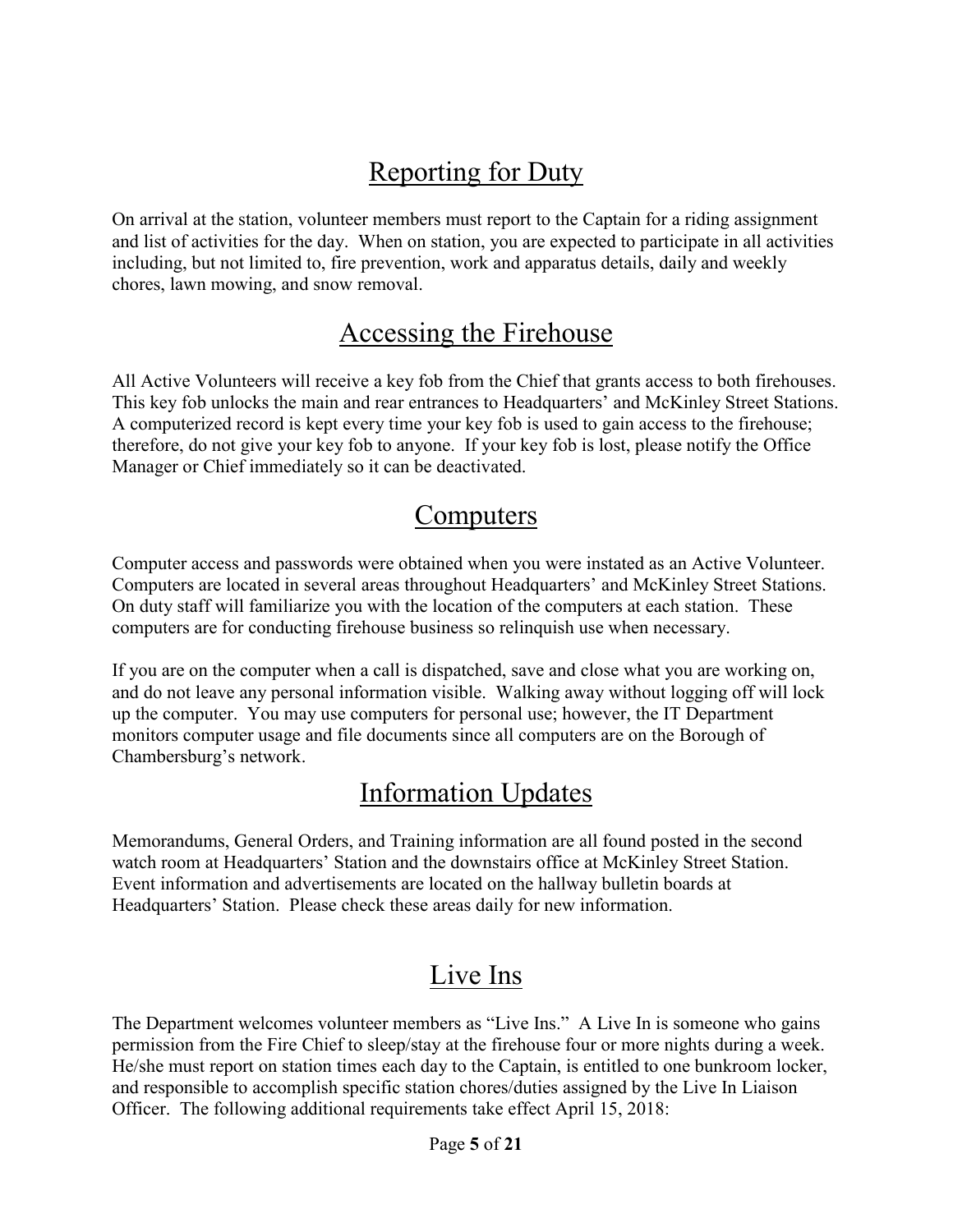## Reporting for Duty

On arrival at the station, volunteer members must report to the Captain for a riding assignment and list of activities for the day. When on station, you are expected to participate in all activities including, but not limited to, fire prevention, work and apparatus details, daily and weekly chores, lawn mowing, and snow removal.

## Accessing the Firehouse

All Active Volunteers will receive a key fob from the Chief that grants access to both firehouses. This key fob unlocks the main and rear entrances to Headquarters' and McKinley Street Stations. A computerized record is kept every time your key fob is used to gain access to the firehouse; therefore, do not give your key fob to anyone. If your key fob is lost, please notify the Office Manager or Chief immediately so it can be deactivated.

## Computers

Computer access and passwords were obtained when you were instated as an Active Volunteer. Computers are located in several areas throughout Headquarters' and McKinley Street Stations. On duty staff will familiarize you with the location of the computers at each station. These computers are for conducting firehouse business so relinquish use when necessary.

If you are on the computer when a call is dispatched, save and close what you are working on, and do not leave any personal information visible. Walking away without logging off will lock up the computer. You may use computers for personal use; however, the IT Department monitors computer usage and file documents since all computers are on the Borough of Chambersburg's network.

## Information Updates

Memorandums, General Orders, and Training information are all found posted in the second watch room at Headquarters' Station and the downstairs office at McKinley Street Station. Event information and advertisements are located on the hallway bulletin boards at Headquarters' Station. Please check these areas daily for new information.

## Live Ins

The Department welcomes volunteer members as "Live Ins." A Live In is someone who gains permission from the Fire Chief to sleep/stay at the firehouse four or more nights during a week. He/she must report on station times each day to the Captain, is entitled to one bunkroom locker, and responsible to accomplish specific station chores/duties assigned by the Live In Liaison Officer. The following additional requirements take effect April 15, 2018: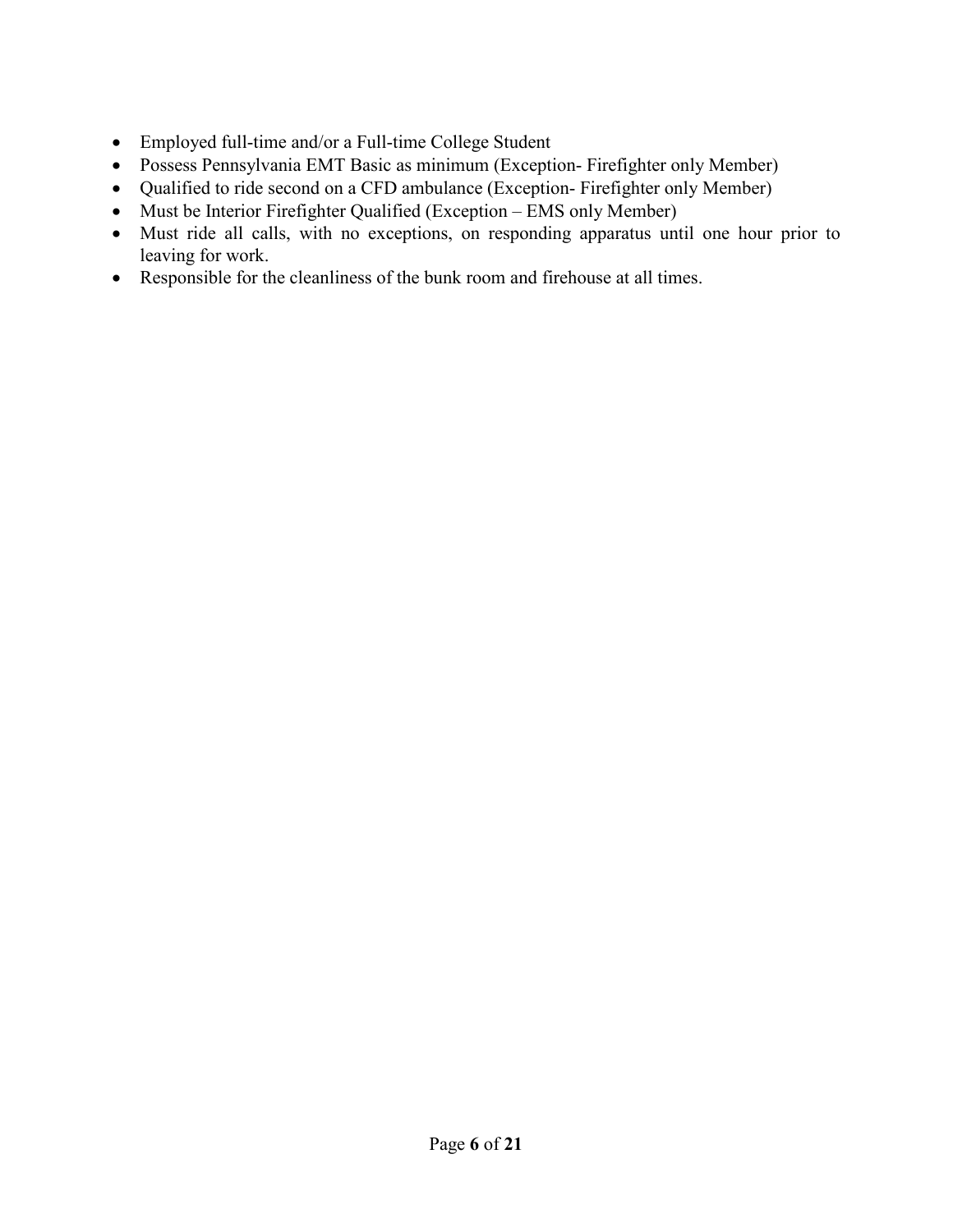- Employed full-time and/or a Full-time College Student
- Possess Pennsylvania EMT Basic as minimum (Exception- Firefighter only Member)
- Qualified to ride second on a CFD ambulance (Exception- Firefighter only Member)
- Must be Interior Firefighter Qualified (Exception – EMS only Member)
- Must ride all calls, with no exceptions, on responding apparatus until one hour prior to leaving for work.
- Responsible for the cleanliness of the bunk room and firehouse at all times.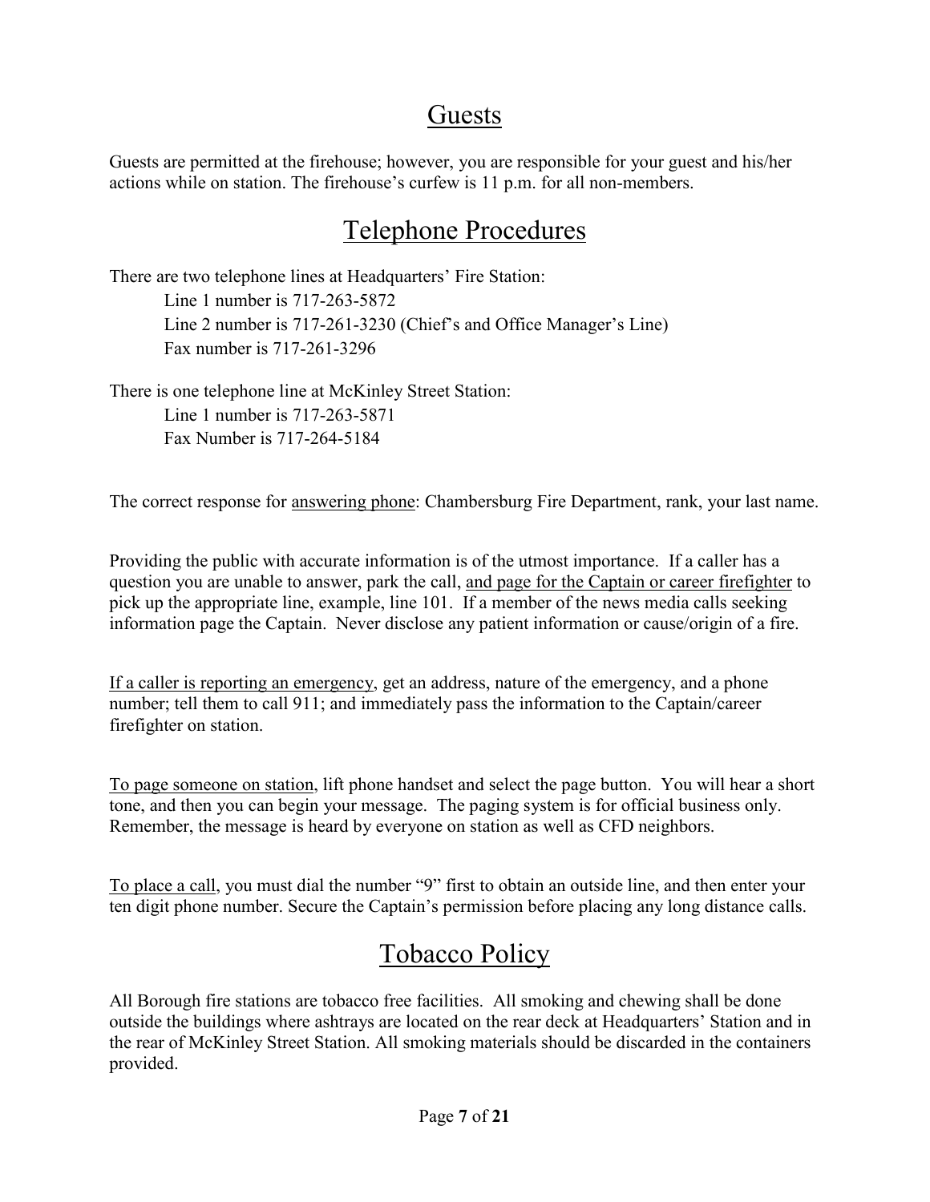## Guests

Guests are permitted at the firehouse; however, you are responsible for your guest and his/her actions while on station. The firehouse's curfew is 11 p.m. for all non-members.

## Telephone Procedures

There are two telephone lines at Headquarters' Fire Station:

Line 1 number is 717-263-5872
Line 2 number is 717-261-3230 (Chief's and Office Manager's Line)
Fax number is 717-261-3296

There is one telephone line at McKinley Street Station:

Line 1 number is 717-263-5871
Fax Number is 717-264-5184

The correct response for answering phone: Chambersburg Fire Department, rank, your last name.

Providing the public with accurate information is of the utmost importance. If a caller has a question you are unable to answer, park the call, and page for the Captain or career firefighter to pick up the appropriate line, example, line 101. If a member of the news media calls seeking information page the Captain. Never disclose any patient information or cause/origin of a fire.

If a caller is reporting an emergency, get an address, nature of the emergency, and a phone number; tell them to call 911; and immediately pass the information to the Captain/career firefighter on station.

To page someone on station, lift phone handset and select the page button. You will hear a short tone, and then you can begin your message. The paging system is for official business only. Remember, the message is heard by everyone on station as well as CFD neighbors.

To place a call, you must dial the number "9" first to obtain an outside line, and then enter your ten digit phone number. Secure the Captain's permission before placing any long distance calls.

## Tobacco Policy

All Borough fire stations are tobacco free facilities. All smoking and chewing shall be done outside the buildings where ashtrays are located on the rear deck at Headquarters' Station and in the rear of McKinley Street Station. All smoking materials should be discarded in the containers provided.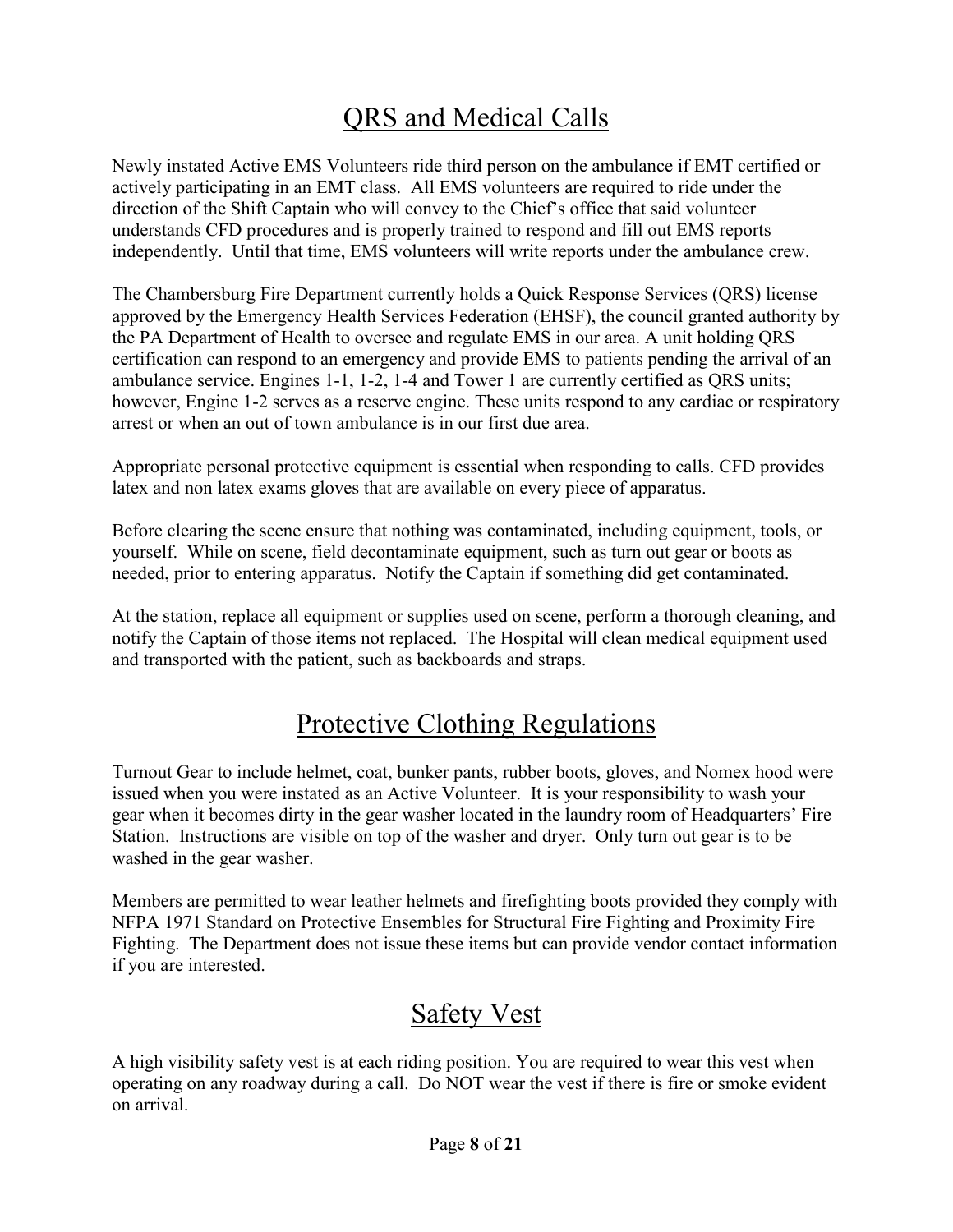## QRS and Medical Calls

Newly instated Active EMS Volunteers ride third person on the ambulance if EMT certified or actively participating in an EMT class. All EMS volunteers are required to ride under the direction of the Shift Captain who will convey to the Chief's office that said volunteer understands CFD procedures and is properly trained to respond and fill out EMS reports independently. Until that time, EMS volunteers will write reports under the ambulance crew.

The Chambersburg Fire Department currently holds a Quick Response Services (QRS) license approved by the Emergency Health Services Federation (EHSF), the council granted authority by the PA Department of Health to oversee and regulate EMS in our area. A unit holding QRS certification can respond to an emergency and provide EMS to patients pending the arrival of an ambulance service. Engines 1-1, 1-2, 1-4 and Tower 1 are currently certified as QRS units; however, Engine 1-2 serves as a reserve engine. These units respond to any cardiac or respiratory arrest or when an out of town ambulance is in our first due area.

Appropriate personal protective equipment is essential when responding to calls. CFD provides latex and non latex exams gloves that are available on every piece of apparatus.

Before clearing the scene ensure that nothing was contaminated, including equipment, tools, or yourself. While on scene, field decontaminate equipment, such as turn out gear or boots as needed, prior to entering apparatus. Notify the Captain if something did get contaminated.

At the station, replace all equipment or supplies used on scene, perform a thorough cleaning, and notify the Captain of those items not replaced. The Hospital will clean medical equipment used and transported with the patient, such as backboards and straps.

## Protective Clothing Regulations

Turnout Gear to include helmet, coat, bunker pants, rubber boots, gloves, and Nomex hood were issued when you were instated as an Active Volunteer. It is your responsibility to wash your gear when it becomes dirty in the gear washer located in the laundry room of Headquarters' Fire Station. Instructions are visible on top of the washer and dryer. Only turn out gear is to be washed in the gear washer.

Members are permitted to wear leather helmets and firefighting boots provided they comply with NFPA 1971 Standard on Protective Ensembles for Structural Fire Fighting and Proximity Fire Fighting. The Department does not issue these items but can provide vendor contact information if you are interested.

## Safety Vest

A high visibility safety vest is at each riding position. You are required to wear this vest when operating on any roadway during a call. Do NOT wear the vest if there is fire or smoke evident on arrival.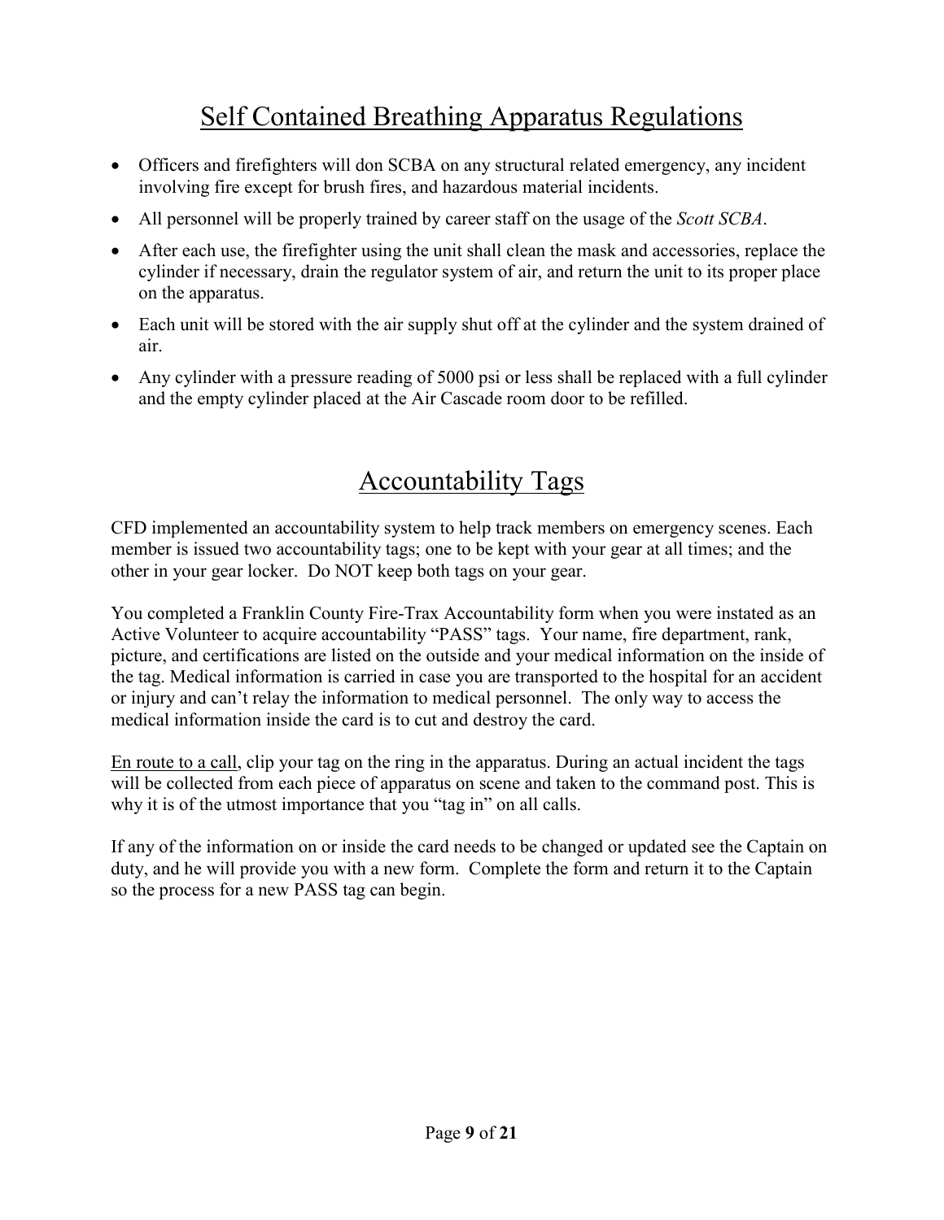# Self Contained Breathing Apparatus Regulations

- Officers and firefighters will don SCBA on any structural related emergency, any incident involving fire except for brush fires, and hazardous material incidents.
- All personnel will be properly trained by career staff on the usage of the *Scott SCBA*.
- After each use, the firefighter using the unit shall clean the mask and accessories, replace the cylinder if necessary, drain the regulator system of air, and return the unit to its proper place on the apparatus.
- Each unit will be stored with the air supply shut off at the cylinder and the system drained of air.
- Any cylinder with a pressure reading of 5000 psi or less shall be replaced with a full cylinder and the empty cylinder placed at the Air Cascade room door to be refilled.

# Accountability Tags

CFD implemented an accountability system to help track members on emergency scenes. Each member is issued two accountability tags; one to be kept with your gear at all times; and the other in your gear locker. Do NOT keep both tags on your gear.

You completed a Franklin County Fire-Trax Accountability form when you were instated as an Active Volunteer to acquire accountability "PASS" tags. Your name, fire department, rank, picture, and certifications are listed on the outside and your medical information on the inside of the tag. Medical information is carried in case you are transported to the hospital for an accident or injury and can't relay the information to medical personnel. The only way to access the medical information inside the card is to cut and destroy the card.

<u>En route to a call</u>, clip your tag on the ring in the apparatus. During an actual incident the tags will be collected from each piece of apparatus on scene and taken to the command post. This is why it is of the utmost importance that you "tag in" on all calls.

If any of the information on or inside the card needs to be changed or updated see the Captain on duty, and he will provide you with a new form. Complete the form and return it to the Captain so the process for a new PASS tag can begin.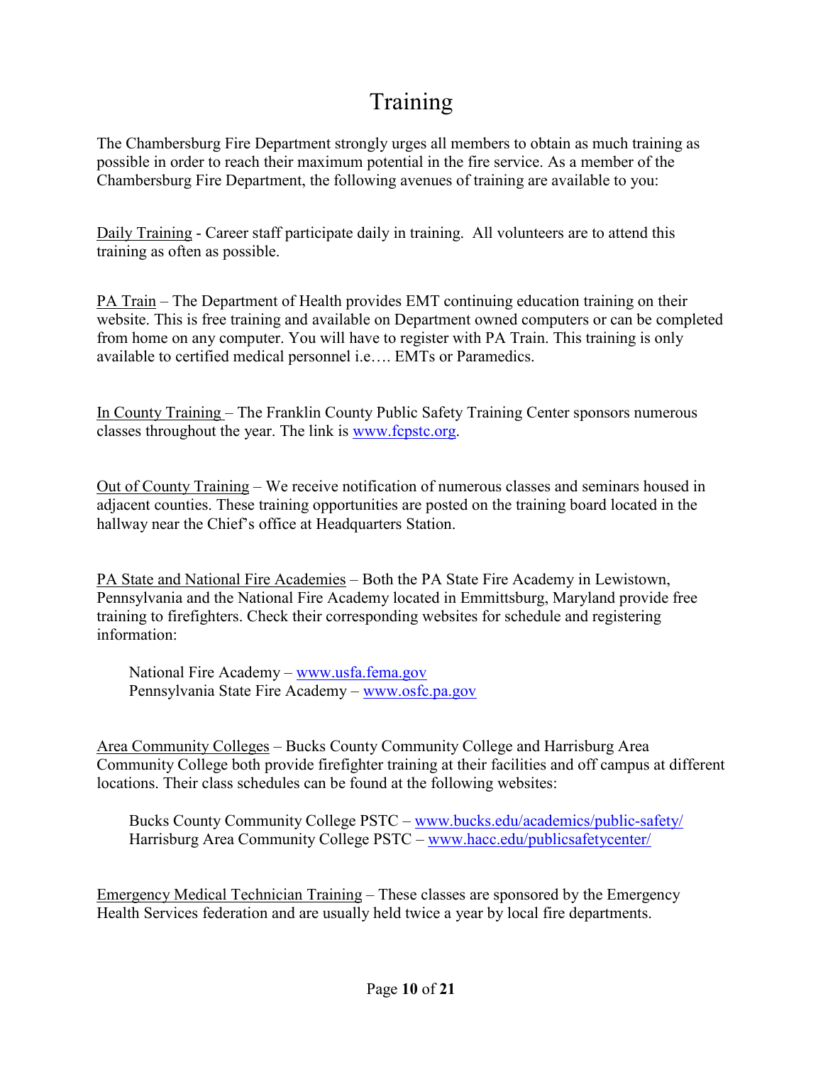# Training

The Chambersburg Fire Department strongly urges all members to obtain as much training as possible in order to reach their maximum potential in the fire service. As a member of the Chambersburg Fire Department, the following avenues of training are available to you:

Daily Training - Career staff participate daily in training. All volunteers are to attend this training as often as possible.

PA Train – The Department of Health provides EMT continuing education training on their website. This is free training and available on Department owned computers or can be completed from home on any computer. You will have to register with PA Train. This training is only available to certified medical personnel i.e…. EMTs or Paramedics.

In County Training – The Franklin County Public Safety Training Center sponsors numerous classes throughout the year. The link is www.fcpstc.org.

Out of County Training – We receive notification of numerous classes and seminars housed in adjacent counties. These training opportunities are posted on the training board located in the hallway near the Chief's office at Headquarters Station.

PA State and National Fire Academies – Both the PA State Fire Academy in Lewistown, Pennsylvania and the National Fire Academy located in Emmittsburg, Maryland provide free training to firefighters. Check their corresponding websites for schedule and registering information:

National Fire Academy – www.usfa.fema.gov
Pennsylvania State Fire Academy – www.osfc.pa.gov

Area Community Colleges – Bucks County Community College and Harrisburg Area Community College both provide firefighter training at their facilities and off campus at different locations. Their class schedules can be found at the following websites:

Bucks County Community College PSTC – www.bucks.edu/academics/public-safety/
Harrisburg Area Community College PSTC – www.hacc.edu/publicsafetycenter/

Emergency Medical Technician Training – These classes are sponsored by the Emergency Health Services federation and are usually held twice a year by local fire departments.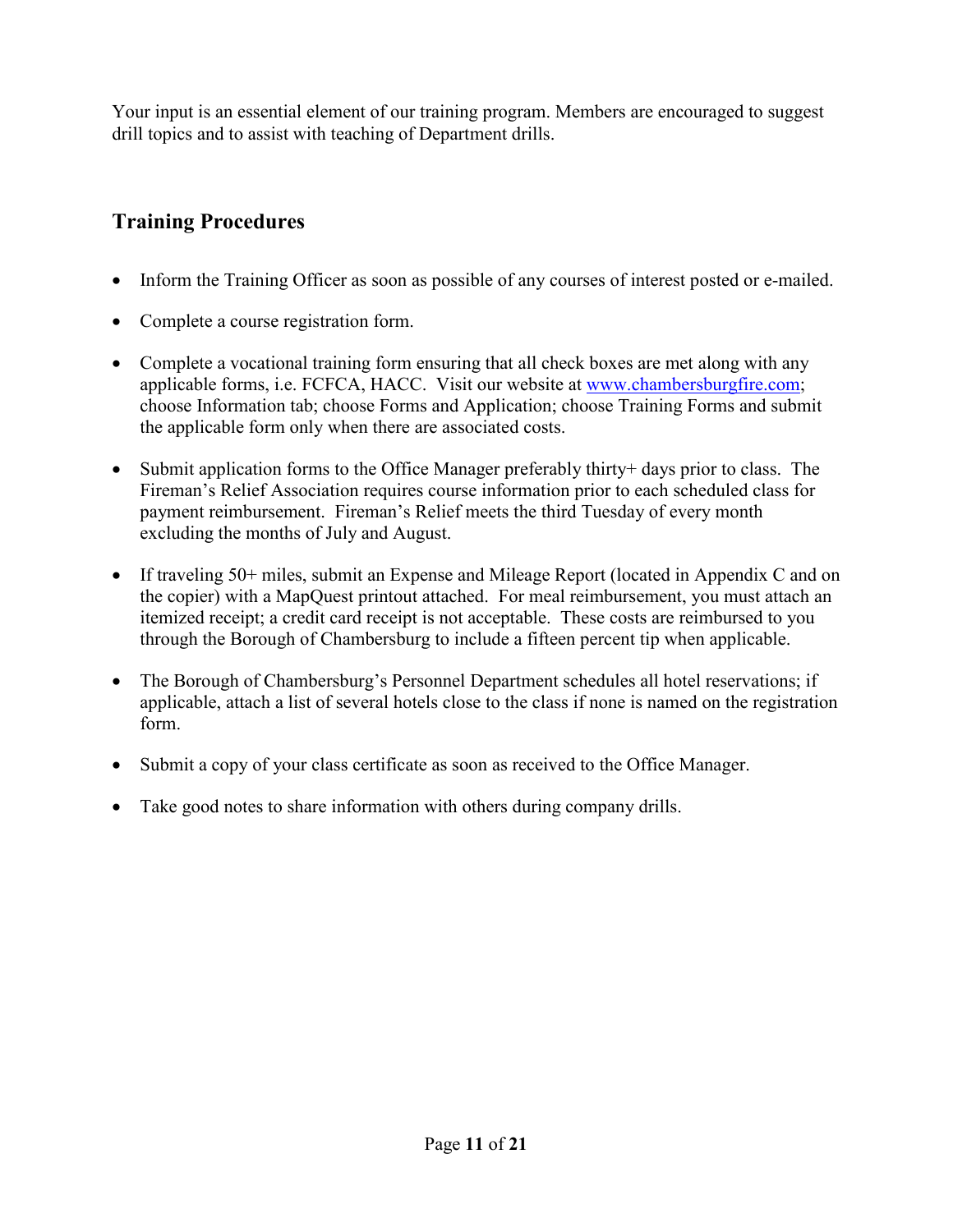Your input is an essential element of our training program. Members are encouraged to suggest drill topics and to assist with teaching of Department drills.

## Training Procedures

- Inform the Training Officer as soon as possible of any courses of interest posted or e-mailed.
- Complete a course registration form.
- Complete a vocational training form ensuring that all check boxes are met along with any applicable forms, i.e. FCFCA, HACC. Visit our website at www.chambersburgfire.com; choose Information tab; choose Forms and Application; choose Training Forms and submit the applicable form only when there are associated costs.
- Submit application forms to the Office Manager preferably thirty+ days prior to class. The Fireman's Relief Association requires course information prior to each scheduled class for payment reimbursement. Fireman's Relief meets the third Tuesday of every month excluding the months of July and August.
- If traveling 50+ miles, submit an Expense and Mileage Report (located in Appendix C and on the copier) with a MapQuest printout attached. For meal reimbursement, you must attach an itemized receipt; a credit card receipt is not acceptable. These costs are reimbursed to you through the Borough of Chambersburg to include a fifteen percent tip when applicable.
- The Borough of Chambersburg's Personnel Department schedules all hotel reservations; if applicable, attach a list of several hotels close to the class if none is named on the registration form.
- Submit a copy of your class certificate as soon as received to the Office Manager.
- Take good notes to share information with others during company drills.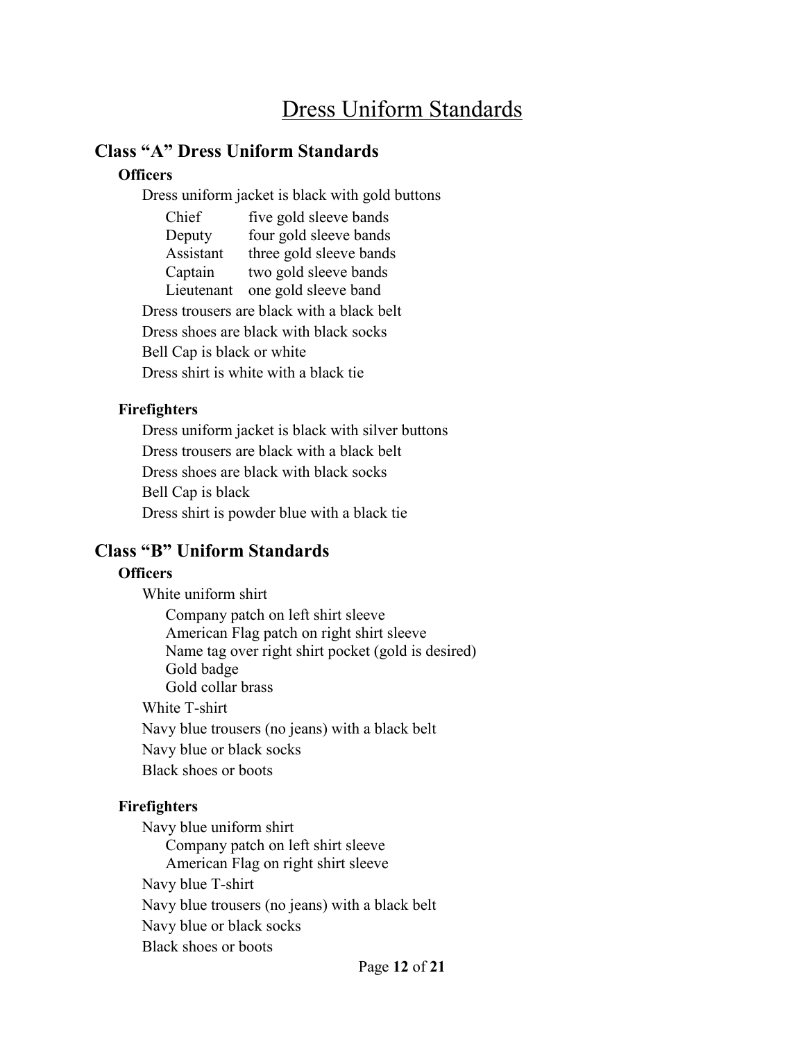# Dress Uniform Standards

## Class "A" Dress Uniform Standards

### Officers

Dress uniform jacket is black with gold buttons

| | |
|---|---|
| Chief | five gold sleeve bands |
| Deputy | four gold sleeve bands |
| Assistant | three gold sleeve bands |
| Captain | two gold sleeve bands |
| Lieutenant | one gold sleeve band |

Dress trousers are black with a black belt

Dress shoes are black with black socks

Bell Cap is black or white

Dress shirt is white with a black tie

### Firefighters

Dress uniform jacket is black with silver buttons

Dress trousers are black with a black belt

Dress shoes are black with black socks

Bell Cap is black

Dress shirt is powder blue with a black tie

## Class "B" Uniform Standards

### Officers

White uniform shirt

- Company patch on left shirt sleeve
- American Flag patch on right shirt sleeve
- Name tag over right shirt pocket (gold is desired)
- Gold badge
- Gold collar brass

White T-shirt

Navy blue trousers (no jeans) with a black belt

Navy blue or black socks

Black shoes or boots

### Firefighters

Navy blue uniform shirt

- Company patch on left shirt sleeve
- American Flag on right shirt sleeve

Navy blue T-shirt

Navy blue trousers (no jeans) with a black belt

Navy blue or black socks

Black shoes or boots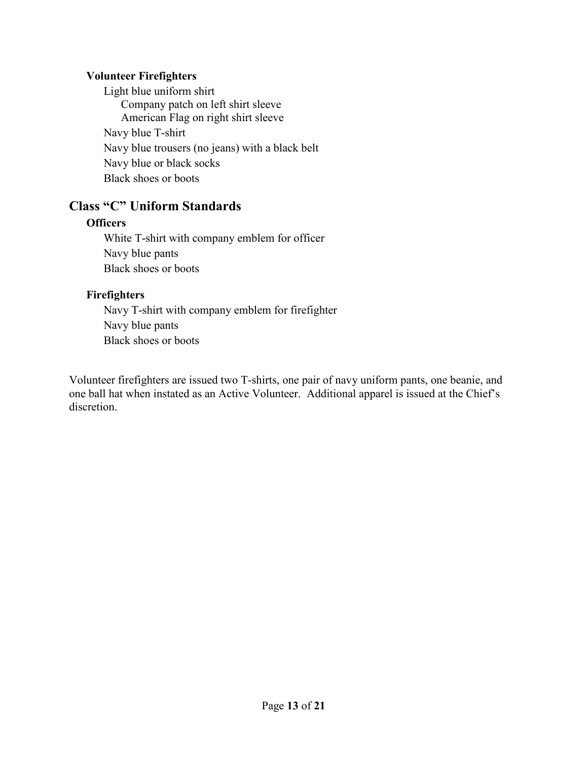**Volunteer Firefighters**

- Light blue uniform shirt
  - Company patch on left shirt sleeve
  - American Flag on right shirt sleeve
- Navy blue T-shirt
- Navy blue trousers (no jeans) with a black belt
- Navy blue or black socks
- Black shoes or boots

## Class "C" Uniform Standards

**Officers**

- White T-shirt with company emblem for officer
- Navy blue pants
- Black shoes or boots

**Firefighters**

- Navy T-shirt with company emblem for firefighter
- Navy blue pants
- Black shoes or boots

Volunteer firefighters are issued two T-shirts, one pair of navy uniform pants, one beanie, and one ball hat when instated as an Active Volunteer. Additional apparel is issued at the Chief's discretion.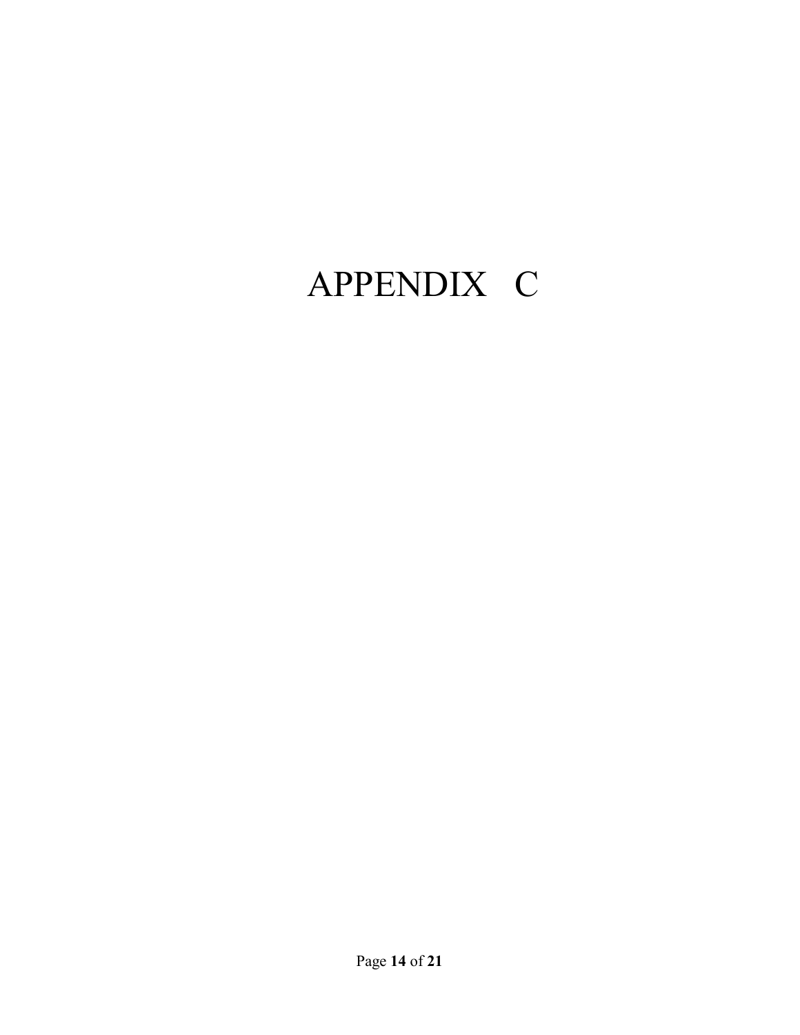# APPENDIX C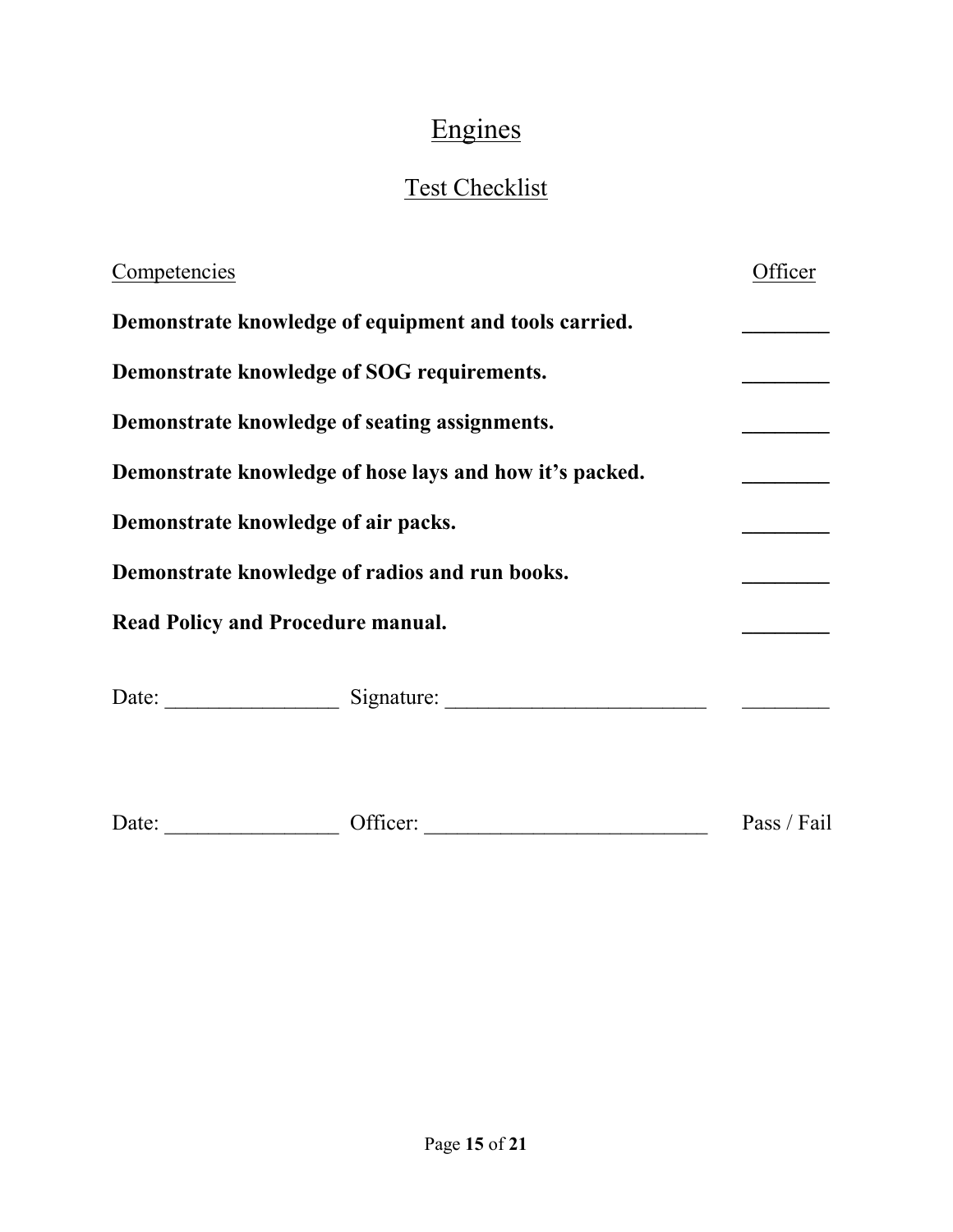# Engines

## Test Checklist

| Competencies | Officer |
| --- | --- |
| **Demonstrate knowledge of equipment and tools carried.** | ________ |
| **Demonstrate knowledge of SOG requirements.** | ________ |
| **Demonstrate knowledge of seating assignments.** | ________ |
| **Demonstrate knowledge of hose lays and how it's packed.** | ________ |
| **Demonstrate knowledge of air packs.** | ________ |
| **Demonstrate knowledge of radios and run books.** | ________ |
| **Read Policy and Procedure manual.** | ________ |

Date: ________________ Signature: ________________________ ________

Date: ________________ Officer: __________________________ Pass / Fail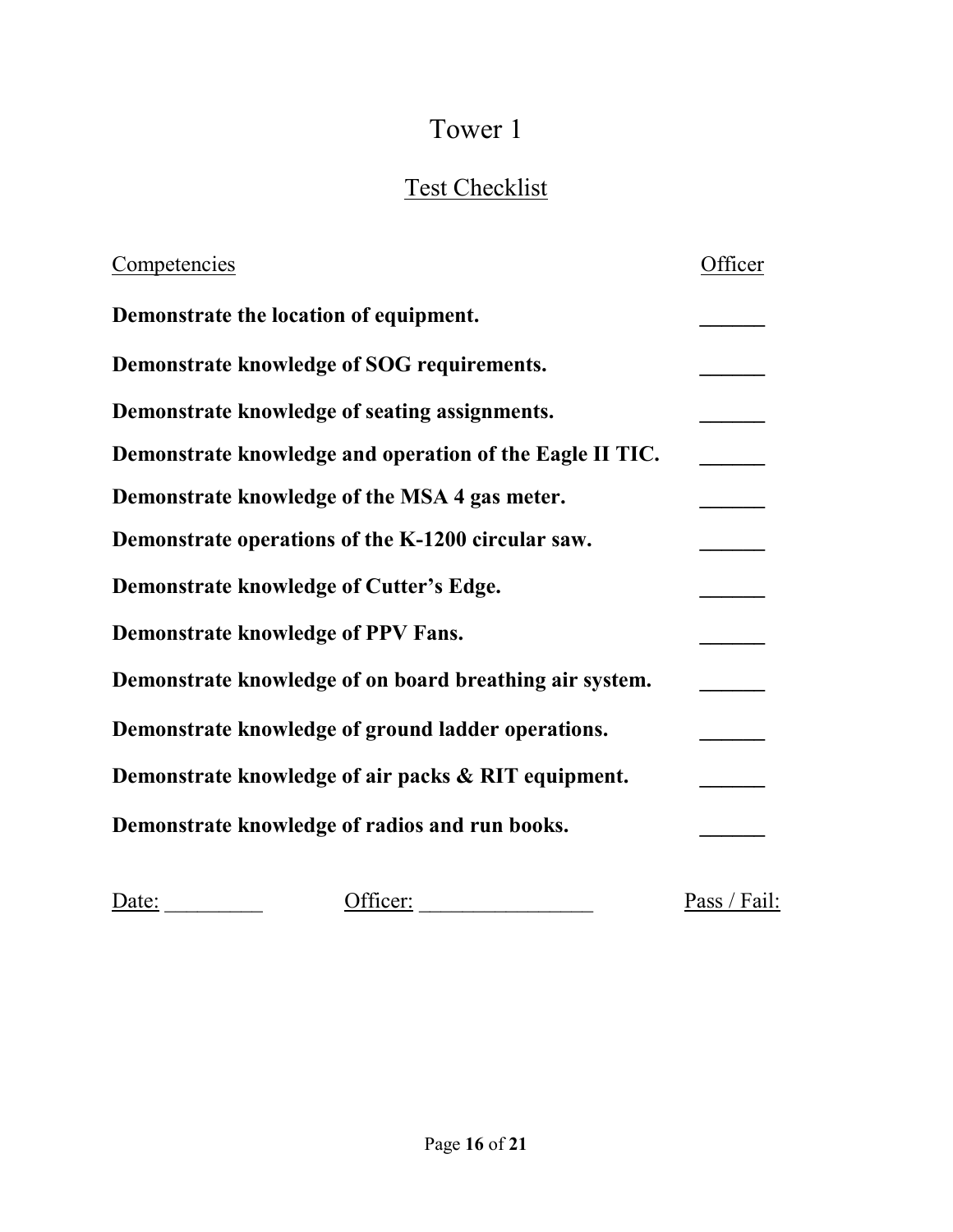# Tower 1

## Test Checklist

| Competencies | Officer |
| --- | --- |
| **Demonstrate the location of equipment.** | ______ |
| **Demonstrate knowledge of SOG requirements.** | ______ |
| **Demonstrate knowledge of seating assignments.** | ______ |
| **Demonstrate knowledge and operation of the Eagle II TIC.** | ______ |
| **Demonstrate knowledge of the MSA 4 gas meter.** | ______ |
| **Demonstrate operations of the K-1200 circular saw.** | ______ |
| **Demonstrate knowledge of Cutter's Edge.** | ______ |
| **Demonstrate knowledge of PPV Fans.** | ______ |
| **Demonstrate knowledge of on board breathing air system.** | ______ |
| **Demonstrate knowledge of ground ladder operations.** | ______ |
| **Demonstrate knowledge of air packs & RIT equipment.** | ______ |
| **Demonstrate knowledge of radios and run books.** | ______ |

Date: _________ Officer: ________________ Pass / Fail: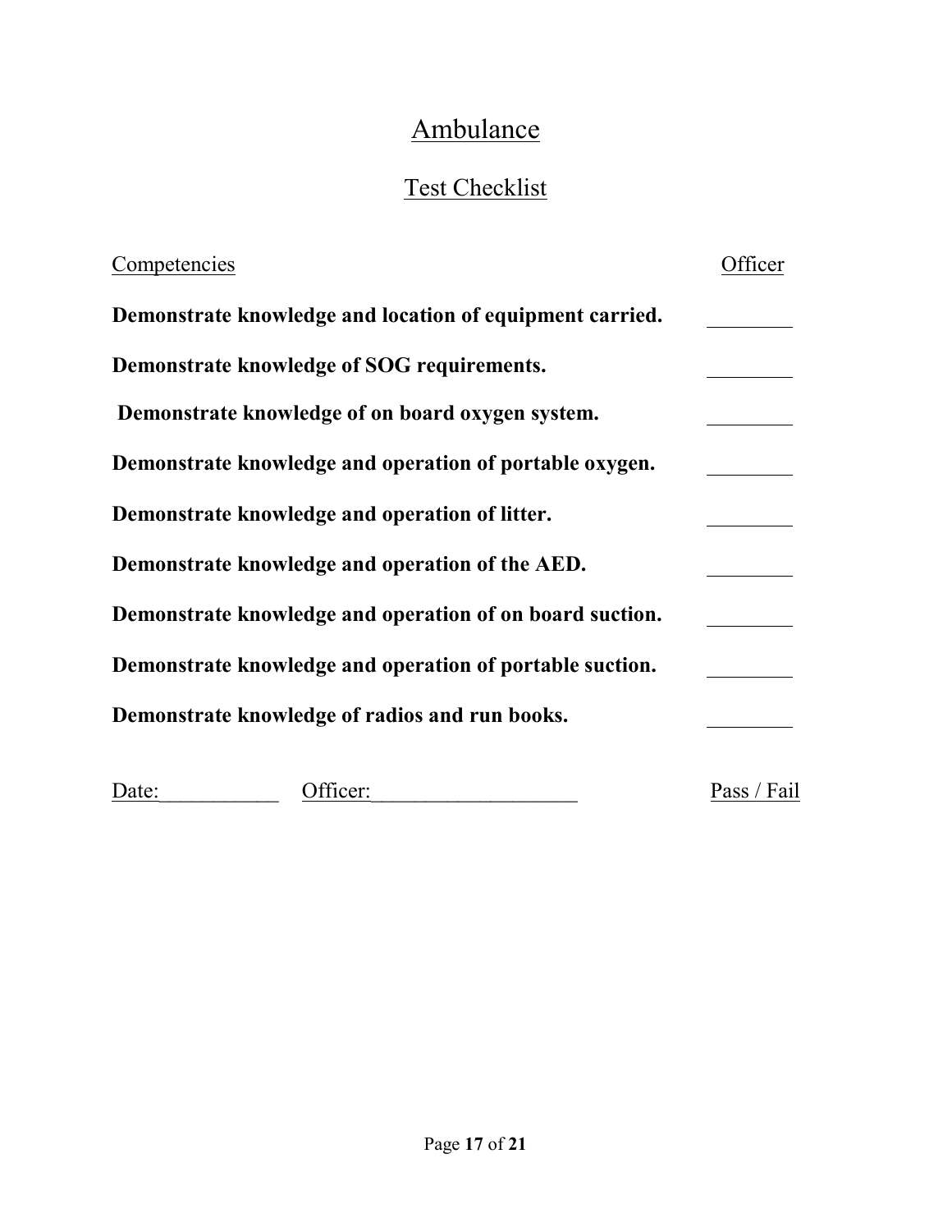# Ambulance

## Test Checklist

| Competencies | Officer |
| --- | --- |
| **Demonstrate knowledge and location of equipment carried.** | ________ |
| **Demonstrate knowledge of SOG requirements.** | ________ |
| **Demonstrate knowledge of on board oxygen system.** | ________ |
| **Demonstrate knowledge and operation of portable oxygen.** | ________ |
| **Demonstrate knowledge and operation of litter.** | ________ |
| **Demonstrate knowledge and operation of the AED.** | ________ |
| **Demonstrate knowledge and operation of on board suction.** | ________ |
| **Demonstrate knowledge and operation of portable suction.** | ________ |
| **Demonstrate knowledge of radios and run books.** | ________ |

Date:___________ Officer:___________________ Pass / Fail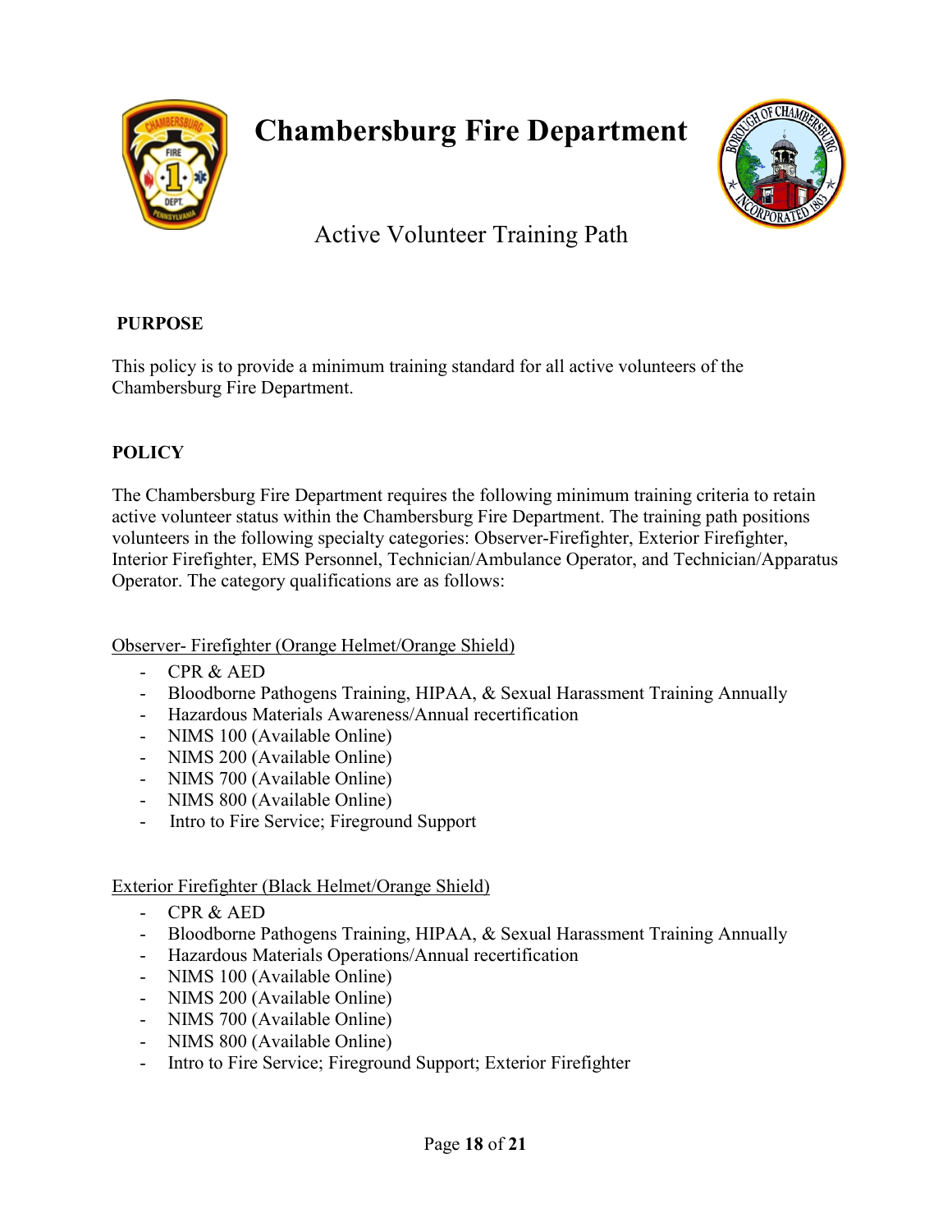# Chambersburg Fire Department

## Active Volunteer Training Path

**PURPOSE**

This policy is to provide a minimum training standard for all active volunteers of the Chambersburg Fire Department.

**POLICY**

The Chambersburg Fire Department requires the following minimum training criteria to retain active volunteer status within the Chambersburg Fire Department. The training path positions volunteers in the following specialty categories: Observer-Firefighter, Exterior Firefighter, Interior Firefighter, EMS Personnel, Technician/Ambulance Operator, and Technician/Apparatus Operator. The category qualifications are as follows:

<u>Observer- Firefighter (Orange Helmet/Orange Shield)</u>

- CPR & AED
- Bloodborne Pathogens Training, HIPAA, & Sexual Harassment Training Annually
- Hazardous Materials Awareness/Annual recertification
- NIMS 100 (Available Online)
- NIMS 200 (Available Online)
- NIMS 700 (Available Online)
- NIMS 800 (Available Online)
- Intro to Fire Service; Fireground Support

<u>Exterior Firefighter (Black Helmet/Orange Shield)</u>

- CPR & AED
- Bloodborne Pathogens Training, HIPAA, & Sexual Harassment Training Annually
- Hazardous Materials Operations/Annual recertification
- NIMS 100 (Available Online)
- NIMS 200 (Available Online)
- NIMS 700 (Available Online)
- NIMS 800 (Available Online)
- Intro to Fire Service; Fireground Support; Exterior Firefighter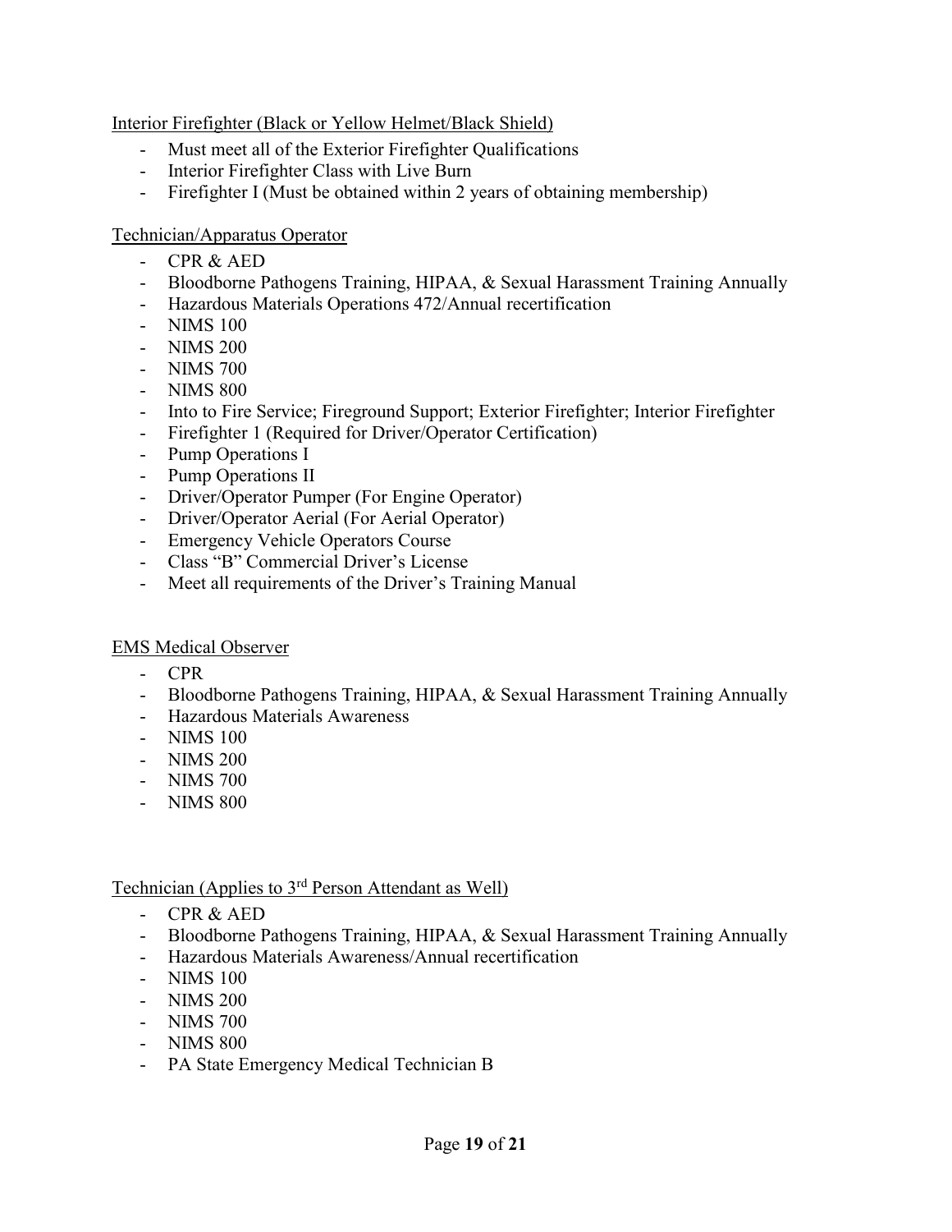<u>Interior Firefighter (Black or Yellow Helmet/Black Shield)</u>

- Must meet all of the Exterior Firefighter Qualifications
- Interior Firefighter Class with Live Burn
- Firefighter I (Must be obtained within 2 years of obtaining membership)

<u>Technician/Apparatus Operator</u>

- CPR & AED
- Bloodborne Pathogens Training, HIPAA, & Sexual Harassment Training Annually
- Hazardous Materials Operations 472/Annual recertification
- NIMS 100
- NIMS 200
- NIMS 700
- NIMS 800
- Into to Fire Service; Fireground Support; Exterior Firefighter; Interior Firefighter
- Firefighter 1 (Required for Driver/Operator Certification)
- Pump Operations I
- Pump Operations II
- Driver/Operator Pumper (For Engine Operator)
- Driver/Operator Aerial (For Aerial Operator)
- Emergency Vehicle Operators Course
- Class "B" Commercial Driver's License
- Meet all requirements of the Driver's Training Manual

<u>EMS Medical Observer</u>

- CPR
- Bloodborne Pathogens Training, HIPAA, & Sexual Harassment Training Annually
- Hazardous Materials Awareness
- NIMS 100
- NIMS 200
- NIMS 700
- NIMS 800

<u>Technician (Applies to 3rd Person Attendant as Well)</u>

- CPR & AED
- Bloodborne Pathogens Training, HIPAA, & Sexual Harassment Training Annually
- Hazardous Materials Awareness/Annual recertification
- NIMS 100
- NIMS 200
- NIMS 700
- NIMS 800
- PA State Emergency Medical Technician B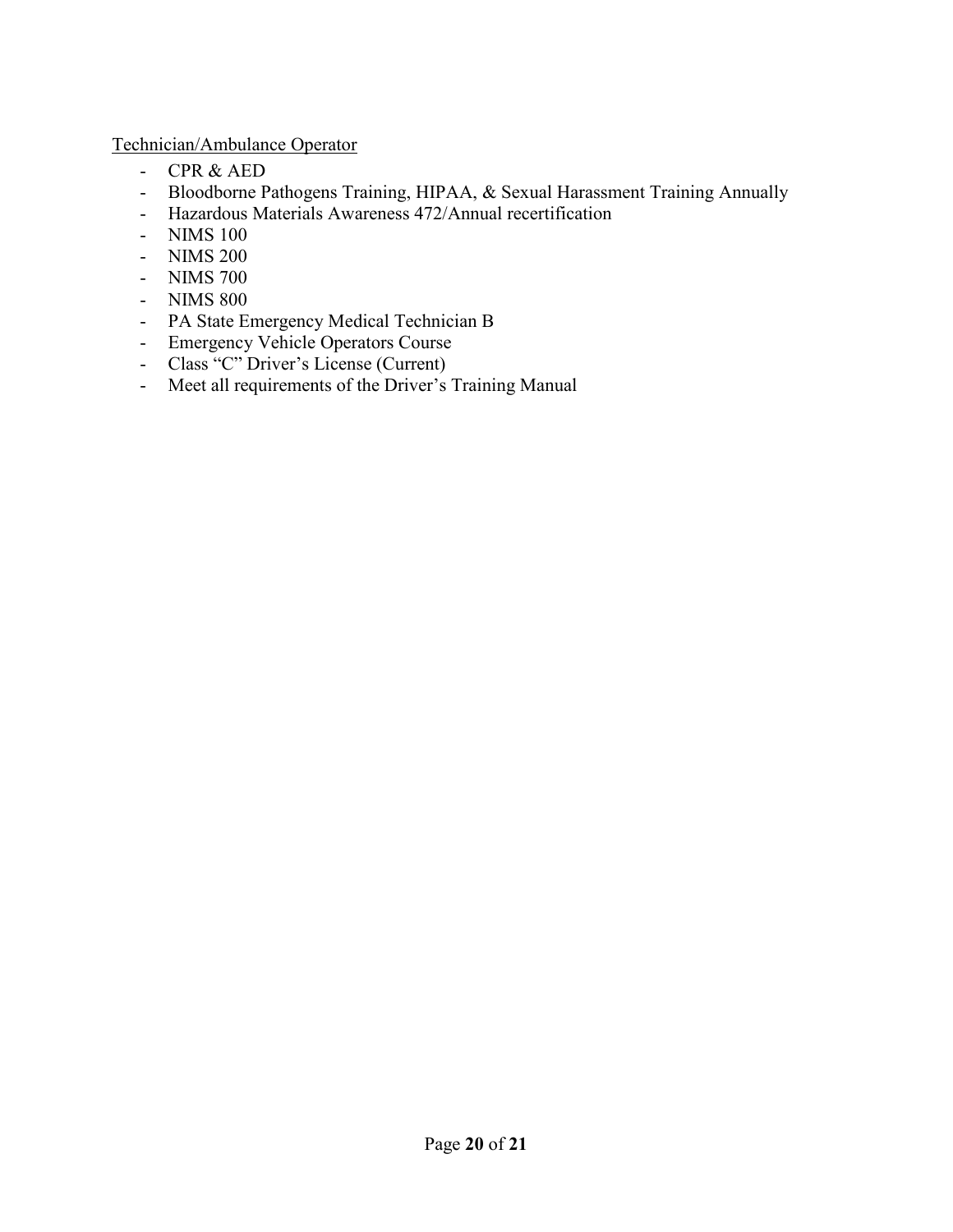Technician/Ambulance Operator

- CPR & AED
- Bloodborne Pathogens Training, HIPAA, & Sexual Harassment Training Annually
- Hazardous Materials Awareness 472/Annual recertification
- NIMS 100
- NIMS 200
- NIMS 700
- NIMS 800
- PA State Emergency Medical Technician B
- Emergency Vehicle Operators Course
- Class "C" Driver's License (Current)
- Meet all requirements of the Driver's Training Manual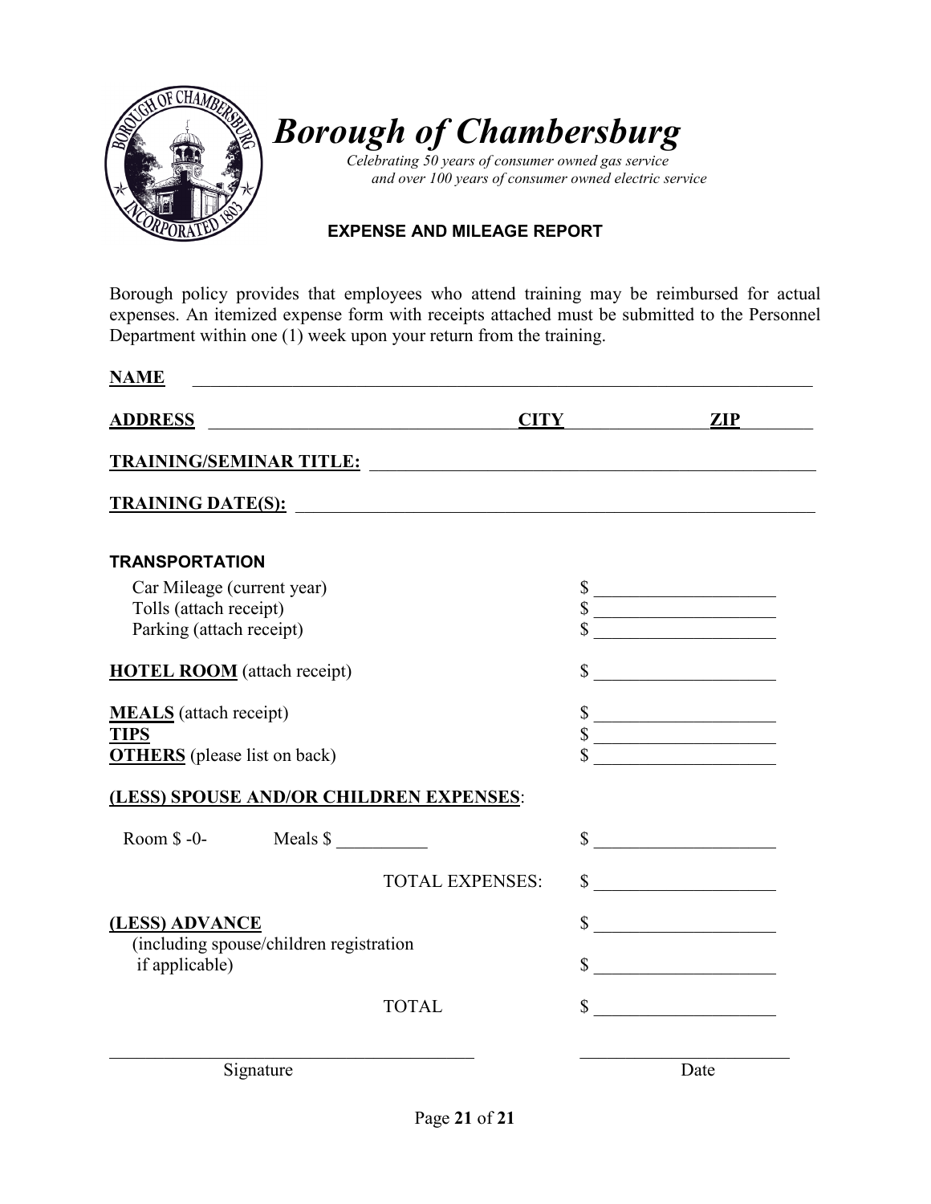# *Borough of Chambersburg*

*Celebrating 50 years of consumer owned gas service and over 100 years of consumer owned electric service*

**EXPENSE AND MILEAGE REPORT**

Borough policy provides that employees who attend training may be reimbursed for actual expenses. An itemized expense form with receipts attached must be submitted to the Personnel Department within one (1) week upon your return from the training.

**NAME** ________________________________________________________________

**ADDRESS** ______________________________ **CITY** ______________ **ZIP** _______

**TRAINING/SEMINAR TITLE:** ____________________________________________

**TRAINING DATE(S):** _________________________________________________

**TRANSPORTATION**

| | |
|---|---|
| Car Mileage (current year) | $ __________________ |
| Tolls (attach receipt) | $ __________________ |
| Parking (attach receipt) | $ __________________ |
| **HOTEL ROOM** (attach receipt) | $ __________________ |
| **MEALS** (attach receipt) | $ __________________ |
| **TIPS** | $ __________________ |
| **OTHERS** (please list on back) | $ __________________ |

**(LESS) SPOUSE AND/OR CHILDREN EXPENSES**:

| | |
|---|---|
| Room $ -0- Meals $ __________ | $ __________________ |
| TOTAL EXPENSES: | $ __________________ |
| **(LESS) ADVANCE** | $ __________________ |
| (including spouse/children registration if applicable) | $ __________________ |
| TOTAL | $ __________________ |

_______________________________________ Signature

________________________ Date